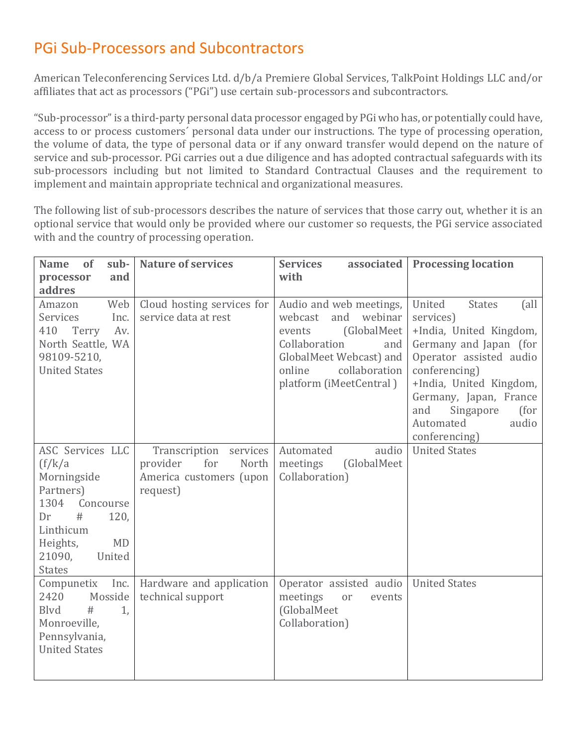# PGi Sub-Processors and Subcontractors

American Teleconferencing Services Ltd. d/b/a Premiere Global Services, TalkPoint Holdings LLC and/or affiliates that act as processors ("PGi") use certain sub-processors and subcontractors.

"Sub-processor" is a third-party personal data processor engaged by PGi who has, or potentially could have, access to or process customers´ personal data under our instructions. The type of processing operation, the volume of data, the type of personal data or if any onward transfer would depend on the nature of service and sub-processor. PGi carries out a due diligence and has adopted contractual safeguards with its sub-processors including but not limited to Standard Contractual Clauses and the requirement to implement and maintain appropriate technical and organizational measures.

The following list of sub-processors describes the nature of services that those carry out, whether it is an optional service that would only be provided where our customer so requests, the PGi service associated with and the country of processing operation.

| Name of sub-processor and addres | Nature of services | Services associated with | Processing location |
|---|---|---|---|
| Amazon Web Services Inc. 410 Terry Av. North Seattle, WA 98109-5210, United States | Cloud hosting services for service data at rest | Audio and web meetings, webcast and webinar events (GlobalMeet Collaboration and GlobalMeet Webcast) and online collaboration platform (iMeetCentral ) | United States (all services) +India, United Kingdom, Germany and Japan (for Operator assisted audio conferencing) +India, United Kingdom, Germany, Japan, France and Singapore (for Automated audio conferencing) |
| ASC Services LLC (f/k/a Morningside Partners) 1304 Concourse Dr # 120, Linthicum Heights, MD 21090, United States | Transcription services provider for North America customers (upon request) | Automated audio meetings (GlobalMeet Collaboration) | United States |
| Compunetix Inc. 2420 Mosside Blvd # 1, Monroeville, Pennsylvania, United States | Hardware and application technical support | Operator assisted audio meetings or events (GlobalMeet Collaboration) | United States |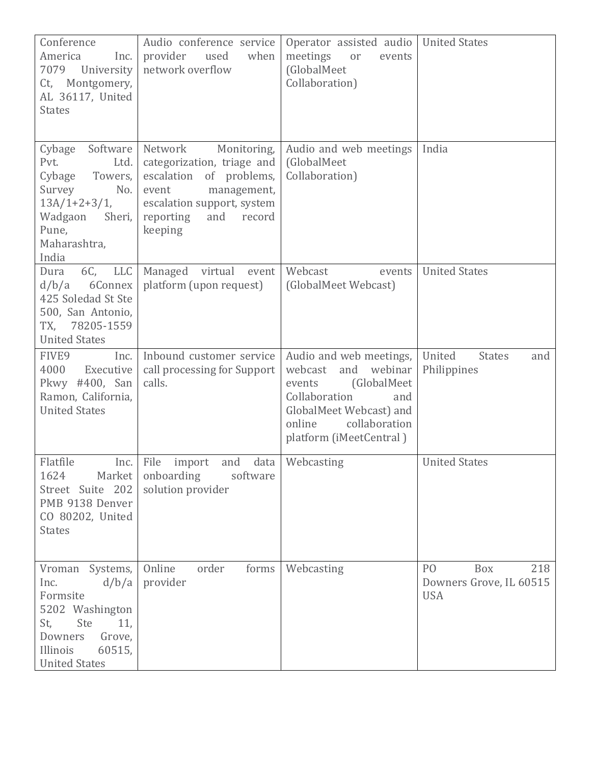| | | | |
|---|---|---|---|
| Conference America Inc. 7079 University Ct, Montgomery, AL 36117, United States | Audio conference service provider used when network overflow | Operator assisted audio meetings or events (GlobalMeet Collaboration) | United States |
| Cybage Software Pvt. Ltd. Cybage Towers, Survey No. 13A/1+2+3/1, Wadgaon Sheri, Pune, Maharashtra, India | Network Monitoring, categorization, triage and escalation of problems, event management, escalation support, system reporting and record keeping | Audio and web meetings (GlobalMeet Collaboration) | India |
| Dura 6C, LLC d/b/a 6Connex 425 Soledad St Ste 500, San Antonio, TX, 78205-1559 United States | Managed virtual event platform (upon request) | Webcast events (GlobalMeet Webcast) | United States |
| FIVE9 Inc. 4000 Executive Pkwy #400, San Ramon, California, United States | Inbound customer service call processing for Support calls. | Audio and web meetings, webcast and webinar events (GlobalMeet Collaboration and GlobalMeet Webcast) and online collaboration platform (iMeetCentral ) | United States and Philippines |
| Flatfile Inc. 1624 Market Street Suite 202 PMB 9138 Denver CO 80202, United States | File import and data onboarding software solution provider | Webcasting | United States |
| Vroman Systems, Inc. d/b/a Formsite 5202 Washington St, Ste 11, Downers Grove, Illinois 60515, United States | Online order forms provider | Webcasting | PO Box 218 Downers Grove, IL 60515 USA |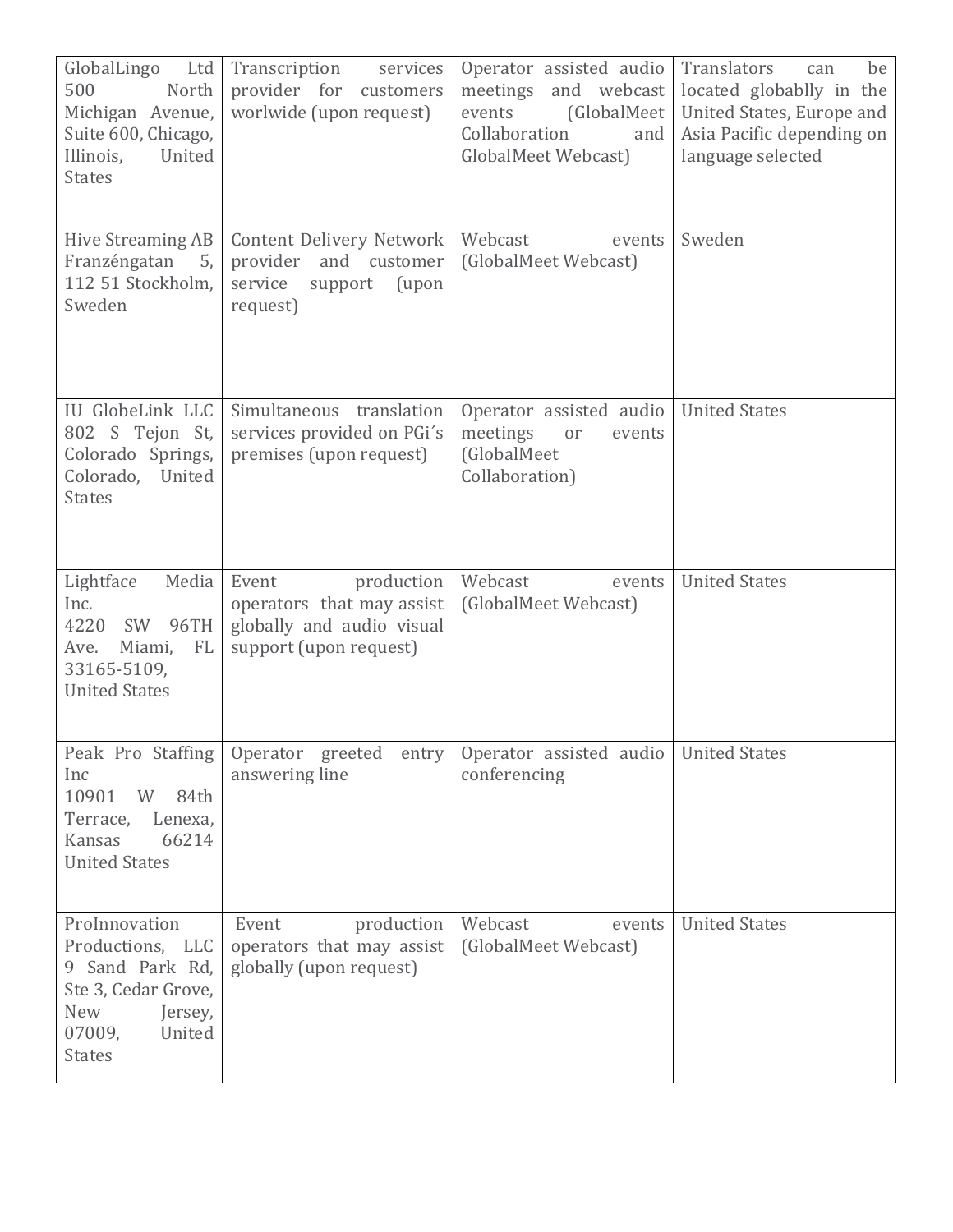| | | | |
|---|---|---|---|
| GlobalLingo Ltd 500 North Michigan Avenue, Suite 600, Chicago, Illinois, United States | Transcription services provider for customers worlwide (upon request) | Operator assisted audio meetings and webcast events (GlobalMeet Collaboration and GlobalMeet Webcast) | Translators can be located globablly in the United States, Europe and Asia Pacific depending on language selected |
| Hive Streaming AB Franzéngatan 5, 112 51 Stockholm, Sweden | Content Delivery Network provider and customer service support (upon request) | Webcast events (GlobalMeet Webcast) | Sweden |
| IU GlobeLink LLC 802 S Tejon St, Colorado Springs, Colorado, United States | Simultaneous translation services provided on PGi´s premises (upon request) | Operator assisted audio meetings or events (GlobalMeet Collaboration) | United States |
| Lightface Media Inc. 4220 SW 96TH Ave. Miami, FL 33165-5109, United States | Event production operators that may assist globally and audio visual support (upon request) | Webcast events (GlobalMeet Webcast) | United States |
| Peak Pro Staffing Inc 10901 W 84th Terrace, Lenexa, Kansas 66214 United States | Operator greeted entry answering line | Operator assisted audio conferencing | United States |
| ProInnovation Productions, LLC 9 Sand Park Rd, Ste 3, Cedar Grove, New Jersey, 07009, United States | Event production operators that may assist globally (upon request) | Webcast events (GlobalMeet Webcast) | United States |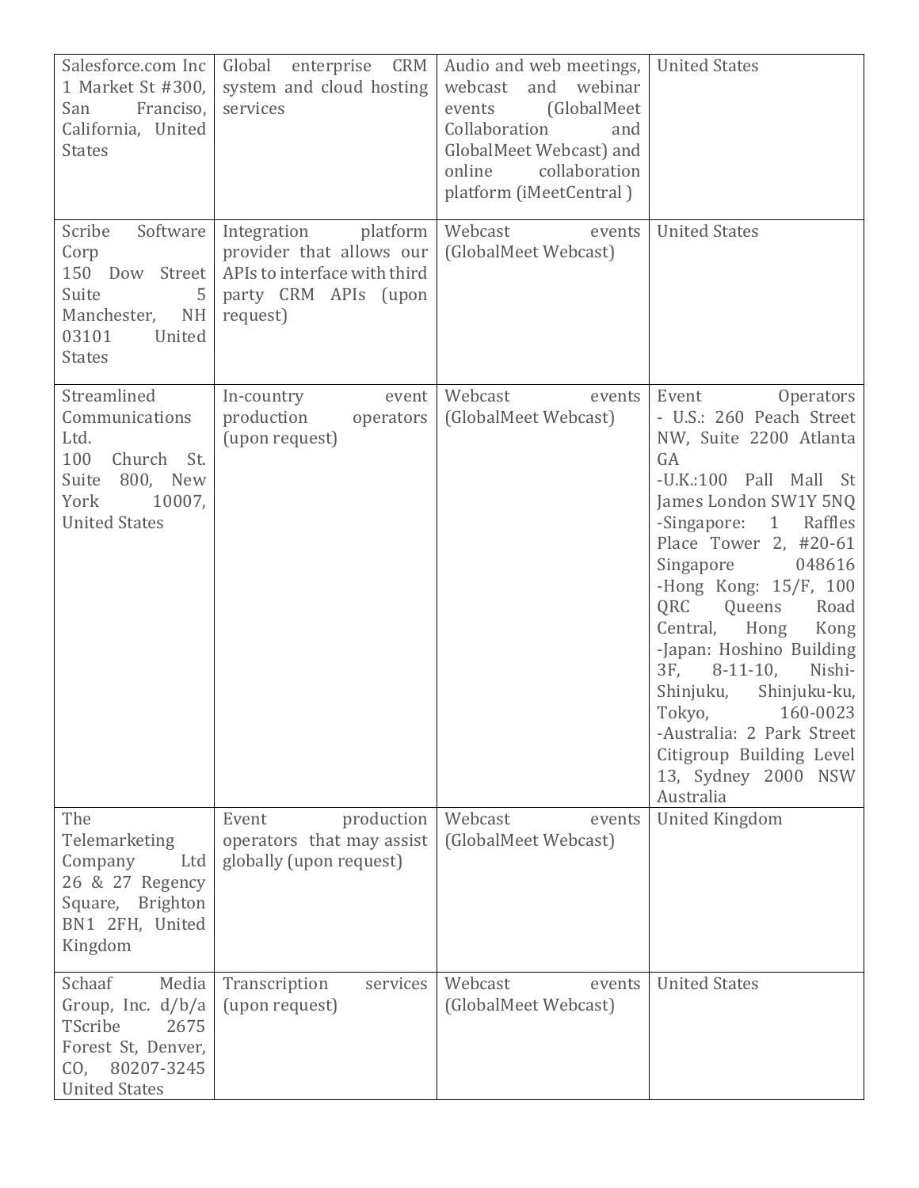| | | | |
|---|---|---|---|
| Salesforce.com Inc 1 Market St #300, San Franciso, California, United States | Global enterprise CRM system and cloud hosting services | Audio and web meetings, webcast and webinar events (GlobalMeet Collaboration and GlobalMeet Webcast) and online collaboration platform (iMeetCentral ) | United States |
| Scribe Software Corp 150 Dow Street Suite 5 Manchester, NH 03101 United States | Integration platform provider that allows our APIs to interface with third party CRM APIs (upon request) | Webcast events (GlobalMeet Webcast) | United States |
| Streamlined Communications Ltd. 100 Church St. Suite 800, New York 10007, United States | In-country event production operators (upon request) | Webcast events (GlobalMeet Webcast) | Event Operators - U.S.: 260 Peach Street NW, Suite 2200 Atlanta GA -U.K.:100 Pall Mall St James London SW1Y 5NQ -Singapore: 1 Raffles Place Tower 2, #20-61 Singapore 048616 -Hong Kong: 15/F, 100 QRC Queens Road Central, Hong Kong -Japan: Hoshino Building 3F, 8-11-10, Nishi-Shinjuku, Shinjuku-ku, Tokyo, 160-0023 -Australia: 2 Park Street Citigroup Building Level 13, Sydney 2000 NSW Australia |
| The Telemarketing Company Ltd 26 & 27 Regency Square, Brighton BN1 2FH, United Kingdom | Event production operators that may assist globally (upon request) | Webcast events (GlobalMeet Webcast) | United Kingdom |
| Schaaf Media Group, Inc. d/b/a TScribe 2675 Forest St, Denver, CO, 80207-3245 United States | Transcription services (upon request) | Webcast events (GlobalMeet Webcast) | United States |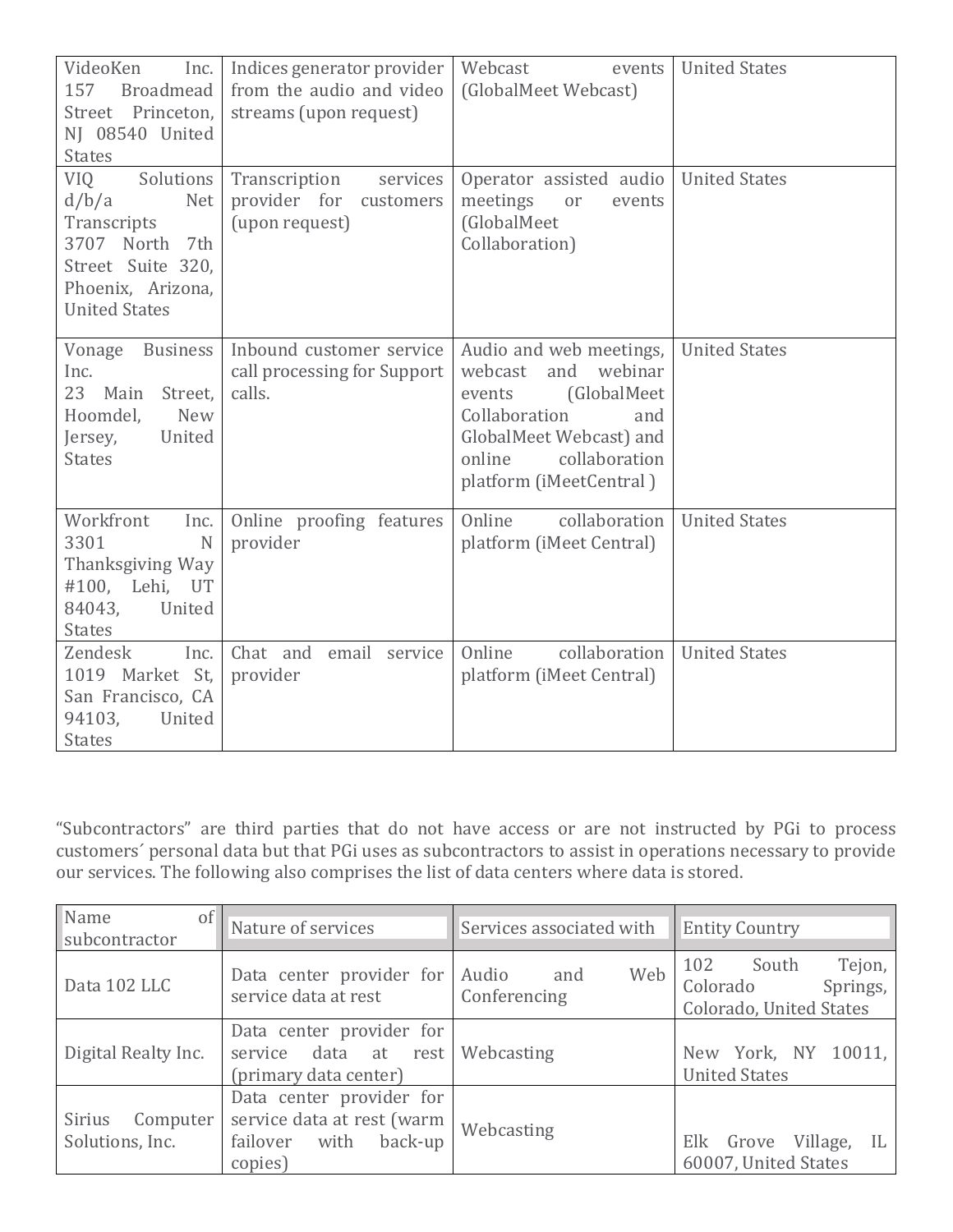| | | | |
|---|---|---|---|
| VideoKen Inc. 157 Broadmead Street Princeton, NJ 08540 United States | Indices generator provider from the audio and video streams (upon request) | Webcast events (GlobalMeet Webcast) | United States |
| VIQ Solutions d/b/a Net Transcripts 3707 North 7th Street Suite 320, Phoenix, Arizona, United States | Transcription services provider for customers (upon request) | Operator assisted audio meetings or events (GlobalMeet Collaboration) | United States |
| Vonage Business Inc. 23 Main Street, Hoomdel, New Jersey, United States | Inbound customer service call processing for Support calls. | Audio and web meetings, webcast and webinar events (GlobalMeet Collaboration and GlobalMeet Webcast) and online collaboration platform (iMeetCentral ) | United States |
| Workfront Inc. 3301 N Thanksgiving Way #100, Lehi, UT 84043, United States | Online proofing features provider | Online collaboration platform (iMeet Central) | United States |
| Zendesk Inc. 1019 Market St, San Francisco, CA 94103, United States | Chat and email service provider | Online collaboration platform (iMeet Central) | United States |

"Subcontractors" are third parties that do not have access or are not instructed by PGi to process customers´ personal data but that PGi uses as subcontractors to assist in operations necessary to provide our services. The following also comprises the list of data centers where data is stored.

| Name of subcontractor | Nature of services | Services associated with | Entity Country |
|---|---|---|---|
| Data 102 LLC | Data center provider for service data at rest | Audio and Web Conferencing | 102 South Tejon, Colorado Springs, Colorado, United States |
| Digital Realty Inc. | Data center provider for service data at rest (primary data center) | Webcasting | New York, NY 10011, United States |
| Sirius Computer Solutions, Inc. | Data center provider for service data at rest (warm failover with back-up copies) | Webcasting | Elk Grove Village, IL 60007, United States |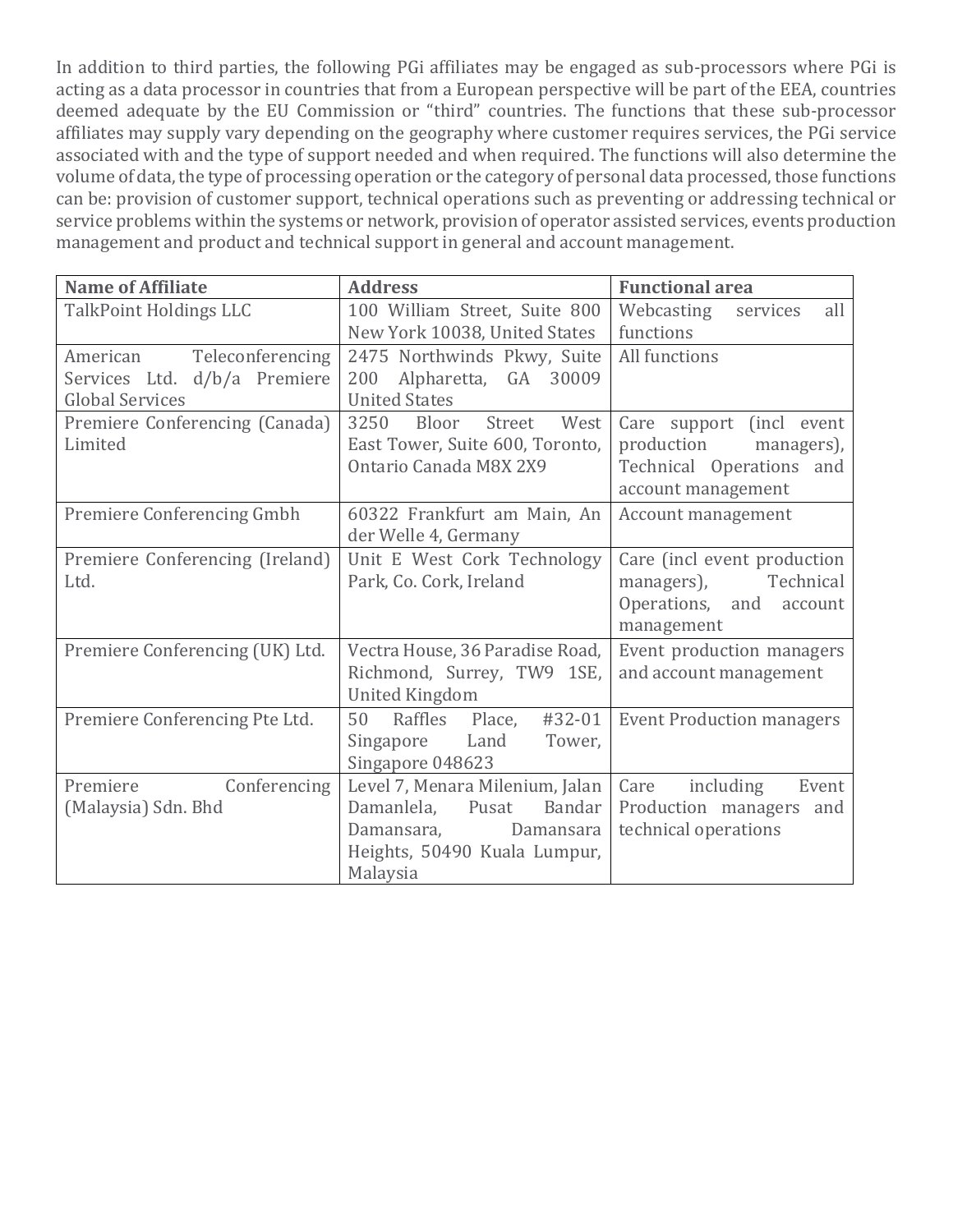In addition to third parties, the following PGi affiliates may be engaged as sub-processors where PGi is acting as a data processor in countries that from a European perspective will be part of the EEA, countries deemed adequate by the EU Commission or "third" countries. The functions that these sub-processor affiliates may supply vary depending on the geography where customer requires services, the PGi service associated with and the type of support needed and when required. The functions will also determine the volume of data, the type of processing operation or the category of personal data processed, those functions can be: provision of customer support, technical operations such as preventing or addressing technical or service problems within the systems or network, provision of operator assisted services, events production management and product and technical support in general and account management.

| Name of Affiliate | Address | Functional area |
|---|---|---|
| TalkPoint Holdings LLC | 100 William Street, Suite 800 New York 10038, United States | Webcasting services all functions |
| American Teleconferencing Services Ltd. d/b/a Premiere Global Services | 2475 Northwinds Pkwy, Suite 200 Alpharetta, GA 30009 United States | All functions |
| Premiere Conferencing (Canada) Limited | 3250 Bloor Street West East Tower, Suite 600, Toronto, Ontario Canada M8X 2X9 | Care support (incl event production managers), Technical Operations and account management |
| Premiere Conferencing Gmbh | 60322 Frankfurt am Main, An der Welle 4, Germany | Account management |
| Premiere Conferencing (Ireland) Ltd. | Unit E West Cork Technology Park, Co. Cork, Ireland | Care (incl event production managers), Technical Operations, and account management |
| Premiere Conferencing (UK) Ltd. | Vectra House, 36 Paradise Road, Richmond, Surrey, TW9 1SE, United Kingdom | Event production managers and account management |
| Premiere Conferencing Pte Ltd. | 50 Raffles Place, #32-01 Singapore Land Tower, Singapore 048623 | Event Production managers |
| Premiere Conferencing (Malaysia) Sdn. Bhd | Level 7, Menara Milenium, Jalan Damanlela, Pusat Bandar Damansara, Damansara Heights, 50490 Kuala Lumpur, Malaysia | Care including Event Production managers and technical operations |